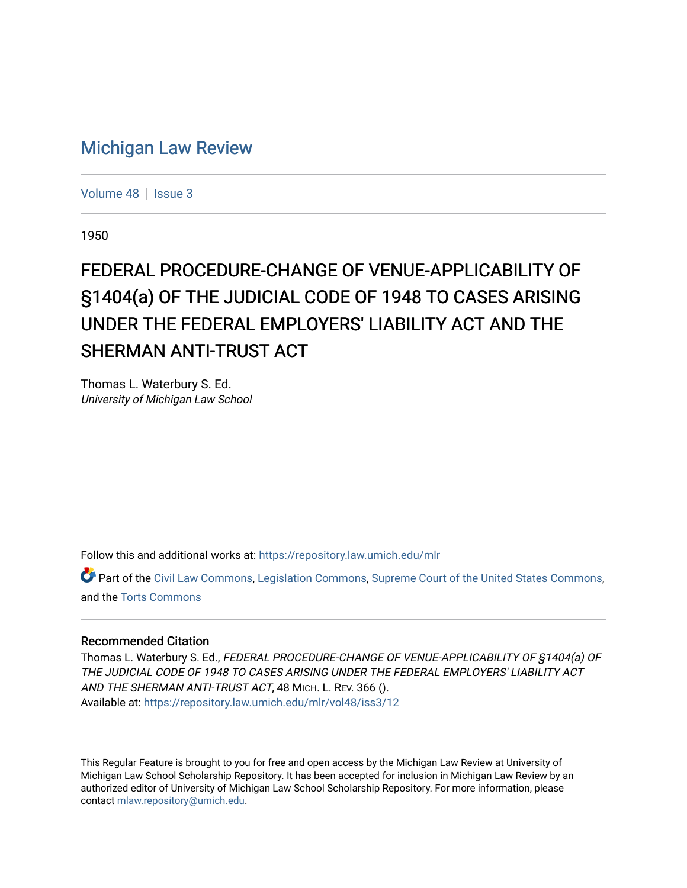# Michigan Law Review

Volume 48 | Issue 3

1950

# FEDERAL PROCEDURE-CHANGE OF VENUE-APPLICABILITY OF §1404(a) OF THE JUDICIAL CODE OF 1948 TO CASES ARISING UNDER THE FEDERAL EMPLOYERS' LIABILITY ACT AND THE SHERMAN ANTI-TRUST ACT

Thomas L. Waterbury S. Ed.
*University of Michigan Law School*

Follow this and additional works at: https://repository.law.umich.edu/mlr

Part of the Civil Law Commons, Legislation Commons, Supreme Court of the United States Commons, and the Torts Commons

## Recommended Citation

Thomas L. Waterbury S. Ed., *FEDERAL PROCEDURE-CHANGE OF VENUE-APPLICABILITY OF §1404(a) OF THE JUDICIAL CODE OF 1948 TO CASES ARISING UNDER THE FEDERAL EMPLOYERS' LIABILITY ACT AND THE SHERMAN ANTI-TRUST ACT*, 48 MICH. L. REV. 366 ().
Available at: https://repository.law.umich.edu/mlr/vol48/iss3/12

This Regular Feature is brought to you for free and open access by the Michigan Law Review at University of Michigan Law School Scholarship Repository. It has been accepted for inclusion in Michigan Law Review by an authorized editor of University of Michigan Law School Scholarship Repository. For more information, please contact mlaw.repository@umich.edu.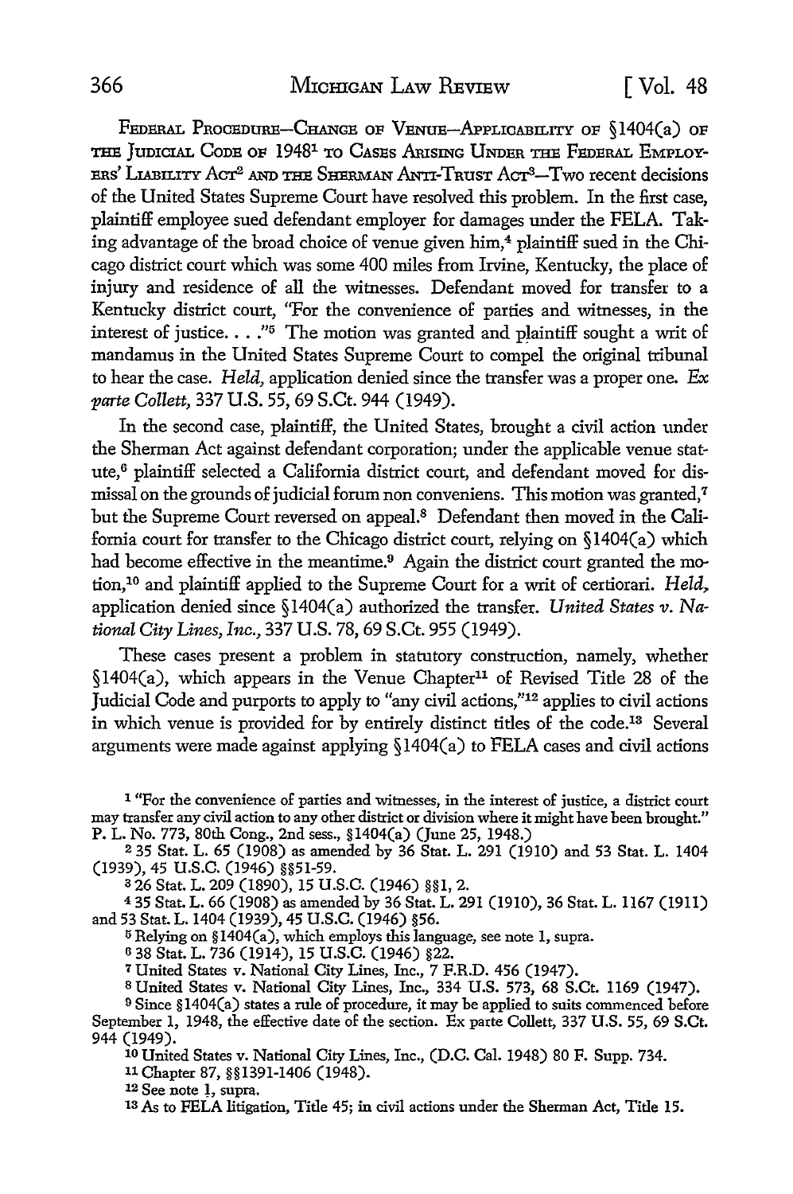FEDERAL PROCEDURE—CHANGE OF VENUE—APPLICABILITY OF §1404(a) OF THE JUDICIAL CODE OF 1948[1] TO CASES ARISING UNDER THE FEDERAL EMPLOYERS' LIABILITY ACT[2] AND THE SHERMAN ANTI-TRUST ACT[3]—Two recent decisions of the United States Supreme Court have resolved this problem. In the first case, plaintiff employee sued defendant employer for damages under the FELA. Taking advantage of the broad choice of venue given him,[4] plaintiff sued in the Chicago district court which was some 400 miles from Irvine, Kentucky, the place of injury and residence of all the witnesses. Defendant moved for transfer to a Kentucky district court, "For the convenience of parties and witnesses, in the interest of justice. . . ."[5] The motion was granted and plaintiff sought a writ of mandamus in the United States Supreme Court to compel the original tribunal to hear the case. *Held,* application denied since the transfer was a proper one. *Ex parte Collett,* 337 U.S. 55, 69 S.Ct. 944 (1949).

In the second case, plaintiff, the United States, brought a civil action under the Sherman Act against defendant corporation; under the applicable venue statute,[6] plaintiff selected a California district court, and defendant moved for dismissal on the grounds of judicial forum non conveniens. This motion was granted,[7] but the Supreme Court reversed on appeal.[8] Defendant then moved in the California court for transfer to the Chicago district court, relying on §1404(a) which had become effective in the meantime.[9] Again the district court granted the motion,[10] and plaintiff applied to the Supreme Court for a writ of certiorari. *Held,* application denied since §1404(a) authorized the transfer. *United States v. National City Lines, Inc.,* 337 U.S. 78, 69 S.Ct. 955 (1949).

These cases present a problem in statutory construction, namely, whether §1404(a), which appears in the Venue Chapter[11] of Revised Title 28 of the Judicial Code and purports to apply to "any civil actions,"[12] applies to civil actions in which venue is provided for by entirely distinct titles of the code.[13] Several arguments were made against applying §1404(a) to FELA cases and civil actions

---

[1] "For the convenience of parties and witnesses, in the interest of justice, a district court may transfer any civil action to any other district or division where it might have been brought." P. L. No. 773, 80th Cong., 2nd sess., §1404(a) (June 25, 1948.)

[2] 35 Stat. L. 65 (1908) as amended by 36 Stat. L. 291 (1910) and 53 Stat. L. 1404 (1939), 45 U.S.C. (1946) §§51-59.

[3] 26 Stat. L. 209 (1890), 15 U.S.C. (1946) §§1, 2.

[4] 35 Stat. L. 66 (1908) as amended by 36 Stat. L. 291 (1910), 36 Stat. L. 1167 (1911) and 53 Stat. L. 1404 (1939), 45 U.S.C. (1946) §56.

[5] Relying on §1404(a), which employs this language, see note 1, supra.

[6] 38 Stat. L. 736 (1914), 15 U.S.C. (1946) §22.

[7] United States v. National City Lines, Inc., 7 F.R.D. 456 (1947).

[8] United States v. National City Lines, Inc., 334 U.S. 573, 68 S.Ct. 1169 (1947).

[9] Since §1404(a) states a rule of procedure, it may be applied to suits commenced before September 1, 1948, the effective date of the section. Ex parte Collett, 337 U.S. 55, 69 S.Ct. 944 (1949).

[10] United States v. National City Lines, Inc., (D.C. Cal. 1948) 80 F. Supp. 734.

[11] Chapter 87, §§1391-1406 (1948).

[12] See note 1, supra.

[13] As to FELA litigation, Title 45; in civil actions under the Sherman Act, Title 15.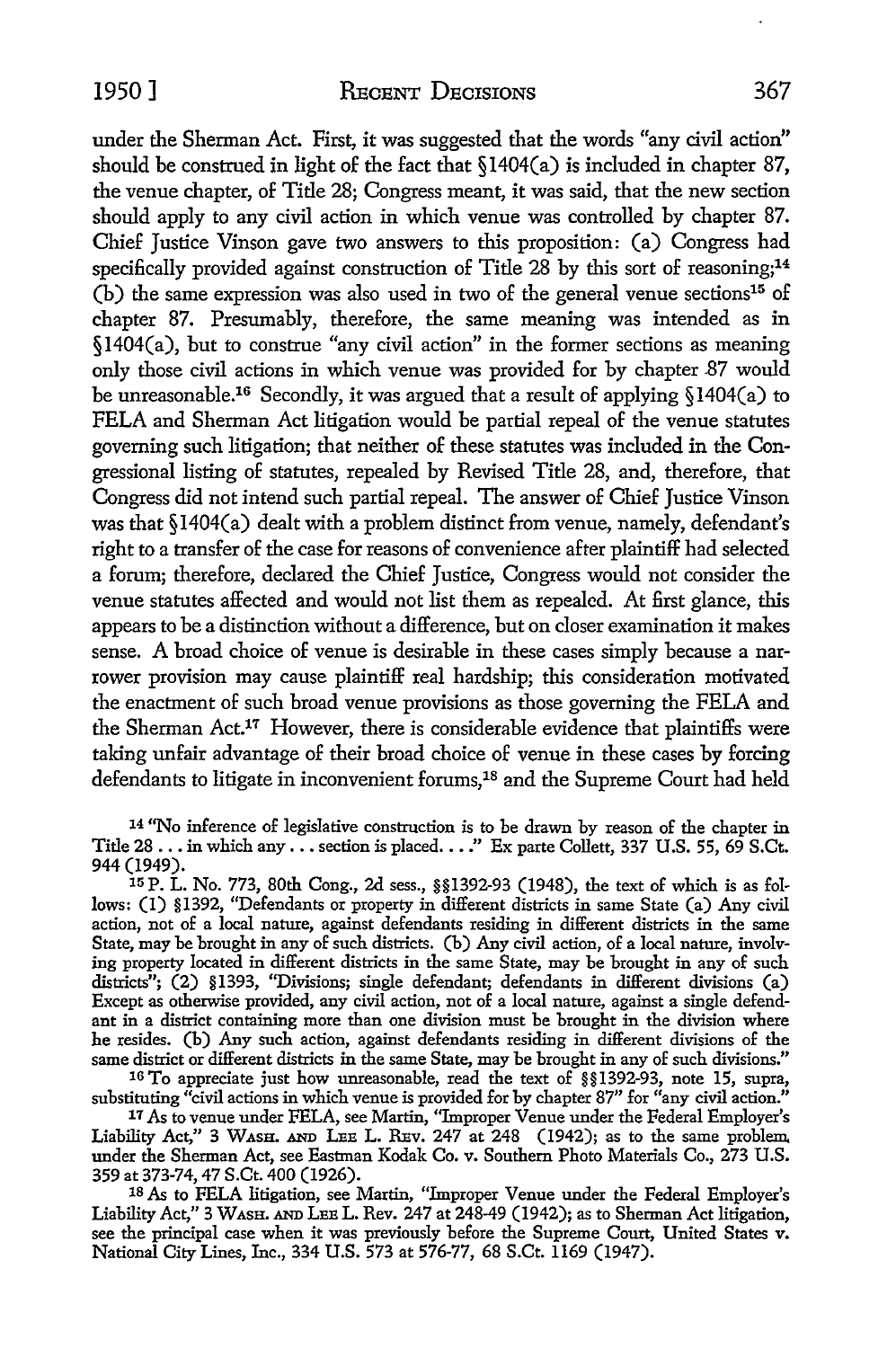under the Sherman Act. First, it was suggested that the words "any civil action" should be construed in light of the fact that §1404(a) is included in chapter 87, the venue chapter, of Title 28; Congress meant, it was said, that the new section should apply to any civil action in which venue was controlled by chapter 87. Chief Justice Vinson gave two answers to this proposition: (a) Congress had specifically provided against construction of Title 28 by this sort of reasoning;[14] (b) the same expression was also used in two of the general venue sections[15] of chapter 87. Presumably, therefore, the same meaning was intended as in §1404(a), but to construe "any civil action" in the former sections as meaning only those civil actions in which venue was provided for by chapter 87 would be unreasonable.[16] Secondly, it was argued that a result of applying §1404(a) to FELA and Sherman Act litigation would be partial repeal of the venue statutes governing such litigation; that neither of these statutes was included in the Congressional listing of statutes, repealed by Revised Title 28, and, therefore, that Congress did not intend such partial repeal. The answer of Chief Justice Vinson was that §1404(a) dealt with a problem distinct from venue, namely, defendant's right to a transfer of the case for reasons of convenience after plaintiff had selected a forum; therefore, declared the Chief Justice, Congress would not consider the venue statutes affected and would not list them as repealed. At first glance, this appears to be a distinction without a difference, but on closer examination it makes sense. A broad choice of venue is desirable in these cases simply because a narrower provision may cause plaintiff real hardship; this consideration motivated the enactment of such broad venue provisions as those governing the FELA and the Sherman Act.[17] However, there is considerable evidence that plaintiffs were taking unfair advantage of their broad choice of venue in these cases by forcing defendants to litigate in inconvenient forums,[18] and the Supreme Court had held

[14] "No inference of legislative construction is to be drawn by reason of the chapter in Title 28 . . . in which any . . . section is placed. . . ." Ex parte Collett, 337 U.S. 55, 69 S.Ct. 944 (1949).

[15] P. L. No. 773, 80th Cong., 2d sess., §§1392-93 (1948), the text of which is as follows: (1) §1392, "Defendants or property in different districts in same State (a) Any civil action, not of a local nature, against defendants residing in different districts in the same State, may be brought in any of such districts. (b) Any civil action, of a local nature, involving property located in different districts in the same State, may be brought in any of such districts"; (2) §1393, "Divisions; single defendant; defendants in different divisions (a) Except as otherwise provided, any civil action, not of a local nature, against a single defendant in a district containing more than one division must be brought in the division where he resides. (b) Any such action, against defendants residing in different divisions of the same district or different districts in the same State, may be brought in any of such divisions."

[16] To appreciate just how unreasonable, read the text of §§1392-93, note 15, supra, substituting "civil actions in which venue is provided for by chapter 87" for "any civil action."

[17] As to venue under FELA, see Martin, "Improper Venue under the Federal Employer's Liability Act," 3 WASH. AND LEE L. REV. 247 at 248 (1942); as to the same problem, under the Sherman Act, see Eastman Kodak Co. v. Southern Photo Materials Co., 273 U.S. 359 at 373-74, 47 S.Ct. 400 (1926).

[18] As to FELA litigation, see Martin, "Improper Venue under the Federal Employer's Liability Act," 3 WASH. AND LEE L. Rev. 247 at 248-49 (1942); as to Sherman Act litigation, see the principal case when it was previously before the Supreme Court, United States v. National City Lines, Inc., 334 U.S. 573 at 576-77, 68 S.Ct. 1169 (1947).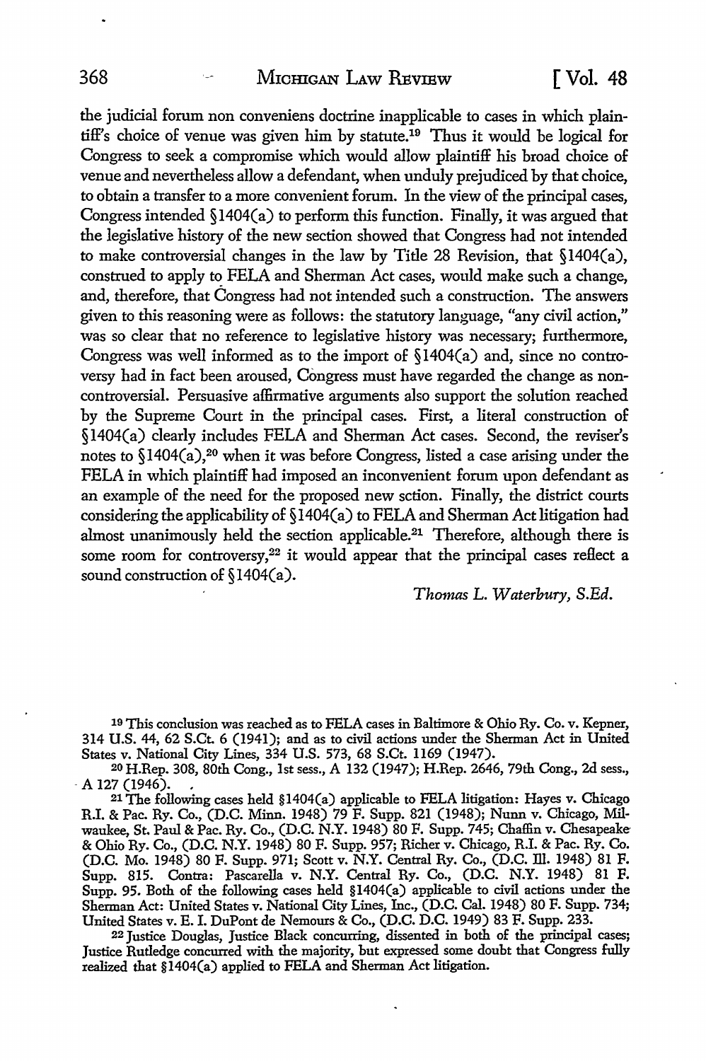the judicial forum non conveniens doctrine inapplicable to cases in which plaintiff's choice of venue was given him by statute.[19] Thus it would be logical for Congress to seek a compromise which would allow plaintiff his broad choice of venue and nevertheless allow a defendant, when unduly prejudiced by that choice, to obtain a transfer to a more convenient forum. In the view of the principal cases, Congress intended §1404(a) to perform this function. Finally, it was argued that the legislative history of the new section showed that Congress had not intended to make controversial changes in the law by Title 28 Revision, that §1404(a), construed to apply to FELA and Sherman Act cases, would make such a change, and, therefore, that Congress had not intended such a construction. The answers given to this reasoning were as follows: the statutory language, "any civil action," was so clear that no reference to legislative history was necessary; furthermore, Congress was well informed as to the import of §1404(a) and, since no controversy had in fact been aroused, Congress must have regarded the change as noncontroversial. Persuasive affirmative arguments also support the solution reached by the Supreme Court in the principal cases. First, a literal construction of §1404(a) clearly includes FELA and Sherman Act cases. Second, the reviser's notes to §1404(a),[20] when it was before Congress, listed a case arising under the FELA in which plaintiff had imposed an inconvenient forum upon defendant as an example of the need for the proposed new sction. Finally, the district courts considering the applicability of §1404(a) to FELA and Sherman Act litigation had almost unanimously held the section applicable.[21] Therefore, although there is some room for controversy,[22] it would appear that the principal cases reflect a sound construction of §1404(a).

*Thomas L. Waterbury, S.Ed.*

---

[19] This conclusion was reached as to FELA cases in Baltimore & Ohio Ry. Co. v. Kepner, 314 U.S. 44, 62 S.Ct. 6 (1941); and as to civil actions under the Sherman Act in United States v. National City Lines, 334 U.S. 573, 68 S.Ct. 1169 (1947).

[20] H.Rep. 308, 80th Cong., 1st sess., A 132 (1947); H.Rep. 2646, 79th Cong., 2d sess., A 127 (1946).

[21] The following cases held §1404(a) applicable to FELA litigation: Hayes v. Chicago R.I. & Pac. Ry. Co., (D.C. Minn. 1948) 79 F. Supp. 821 (1948); Nunn v. Chicago, Milwaukee, St. Paul & Pac. Ry. Co., (D.C. N.Y. 1948) 80 F. Supp. 745; Chaffin v. Chesapeake & Ohio Ry. Co., (D.C. N.Y. 1948) 80 F. Supp. 957; Richer v. Chicago, R.I. & Pac. Ry. Co. (D.C. Mo. 1948) 80 F. Supp. 971; Scott v. N.Y. Central Ry. Co., (D.C. Ill. 1948) 81 F. Supp. 815. Contra: Pascarella v. N.Y. Central Ry. Co., (D.C. N.Y. 1948) 81 F. Supp. 95. Both of the following cases held §1404(a) applicable to civil actions under the Sherman Act: United States v. National City Lines, Inc., (D.C. Cal. 1948) 80 F. Supp. 734; United States v. E. I. DuPont de Nemours & Co., (D.C. D.C. 1949) 83 F. Supp. 233.

[22] Justice Douglas, Justice Black concurring, dissented in both of the principal cases; Justice Rutledge concurred with the majority, but expressed some doubt that Congress fully realized that §1404(a) applied to FELA and Sherman Act litigation.